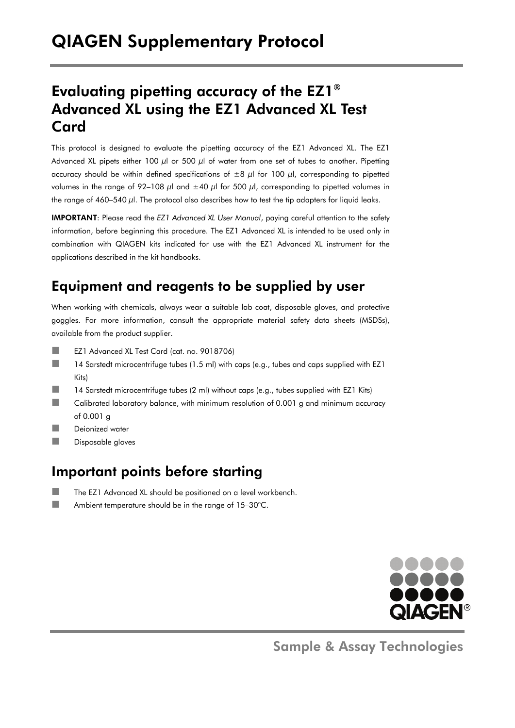# QIAGEN Supplementary Protocol

## Evaluating pipetting accuracy of the EZ1® Advanced XL using the EZ1 Advanced XL Test Card

This protocol is designed to evaluate the pipetting accuracy of the EZ1 Advanced XL. The EZ1 Advanced XL pipets either 100 µl or 500 µl of water from one set of tubes to another. Pipetting accuracy should be within defined specifications of ±8 µl for 100 µl, corresponding to pipetted volumes in the range of 92–108 µl and ±40 µl for 500 µl, corresponding to pipetted volumes in the range of 460–540 µl. The protocol also describes how to test the tip adapters for liquid leaks.

**IMPORTANT**: Please read the *EZ1 Advanced XL User Manual*, paying careful attention to the safety information, before beginning this procedure. The EZ1 Advanced XL is intended to be used only in combination with QIAGEN kits indicated for use with the EZ1 Advanced XL instrument for the applications described in the kit handbooks.

## Equipment and reagents to be supplied by user

When working with chemicals, always wear a suitable lab coat, disposable gloves, and protective goggles. For more information, consult the appropriate material safety data sheets (MSDSs), available from the product supplier.

- EZ1 Advanced XL Test Card (cat. no. 9018706)
- 14 Sarstedt microcentrifuge tubes (1.5 ml) with caps (e.g., tubes and caps supplied with EZ1 Kits)
- 14 Sarstedt microcentrifuge tubes (2 ml) without caps (e.g., tubes supplied with EZ1 Kits)
- Calibrated laboratory balance, with minimum resolution of 0.001 g and minimum accuracy of 0.001 g
- Deionized water
- Disposable gloves

## Important points before starting

- The EZ1 Advanced XL should be positioned on a level workbench.
- Ambient temperature should be in the range of 15–30°C.

Sample & Assay Technologies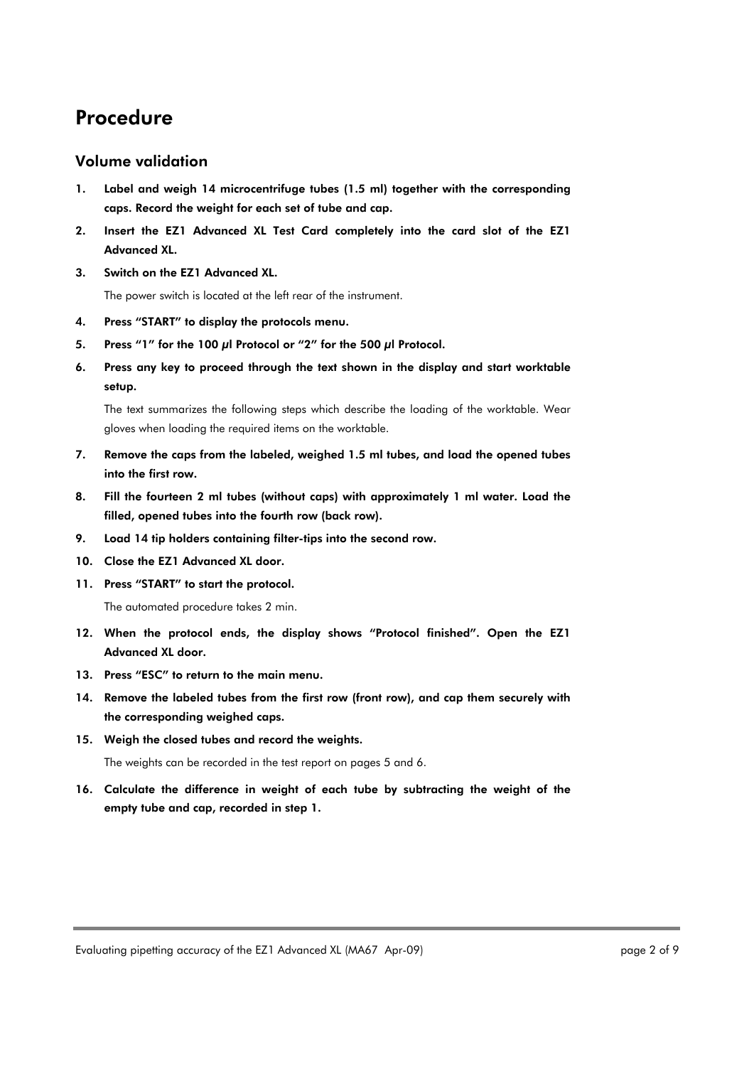# Procedure

## Volume validation

1. **Label and weigh 14 microcentrifuge tubes (1.5 ml) together with the corresponding caps. Record the weight for each set of tube and cap.**
2. **Insert the EZ1 Advanced XL Test Card completely into the card slot of the EZ1 Advanced XL.**
3. **Switch on the EZ1 Advanced XL.**

   The power switch is located at the left rear of the instrument.
4. **Press "START" to display the protocols menu.**
5. **Press "1" for the 100 µl Protocol or "2" for the 500 µl Protocol.**
6. **Press any key to proceed through the text shown in the display and start worktable setup.**

   The text summarizes the following steps which describe the loading of the worktable. Wear gloves when loading the required items on the worktable.
7. **Remove the caps from the labeled, weighed 1.5 ml tubes, and load the opened tubes into the first row.**
8. **Fill the fourteen 2 ml tubes (without caps) with approximately 1 ml water. Load the filled, opened tubes into the fourth row (back row).**
9. **Load 14 tip holders containing filter-tips into the second row.**
10. **Close the EZ1 Advanced XL door.**
11. **Press "START" to start the protocol.**

    The automated procedure takes 2 min.
12. **When the protocol ends, the display shows "Protocol finished". Open the EZ1 Advanced XL door.**
13. **Press "ESC" to return to the main menu.**
14. **Remove the labeled tubes from the first row (front row), and cap them securely with the corresponding weighed caps.**
15. **Weigh the closed tubes and record the weights.**

    The weights can be recorded in the test report on pages 5 and 6.
16. **Calculate the difference in weight of each tube by subtracting the weight of the empty tube and cap, recorded in step 1.**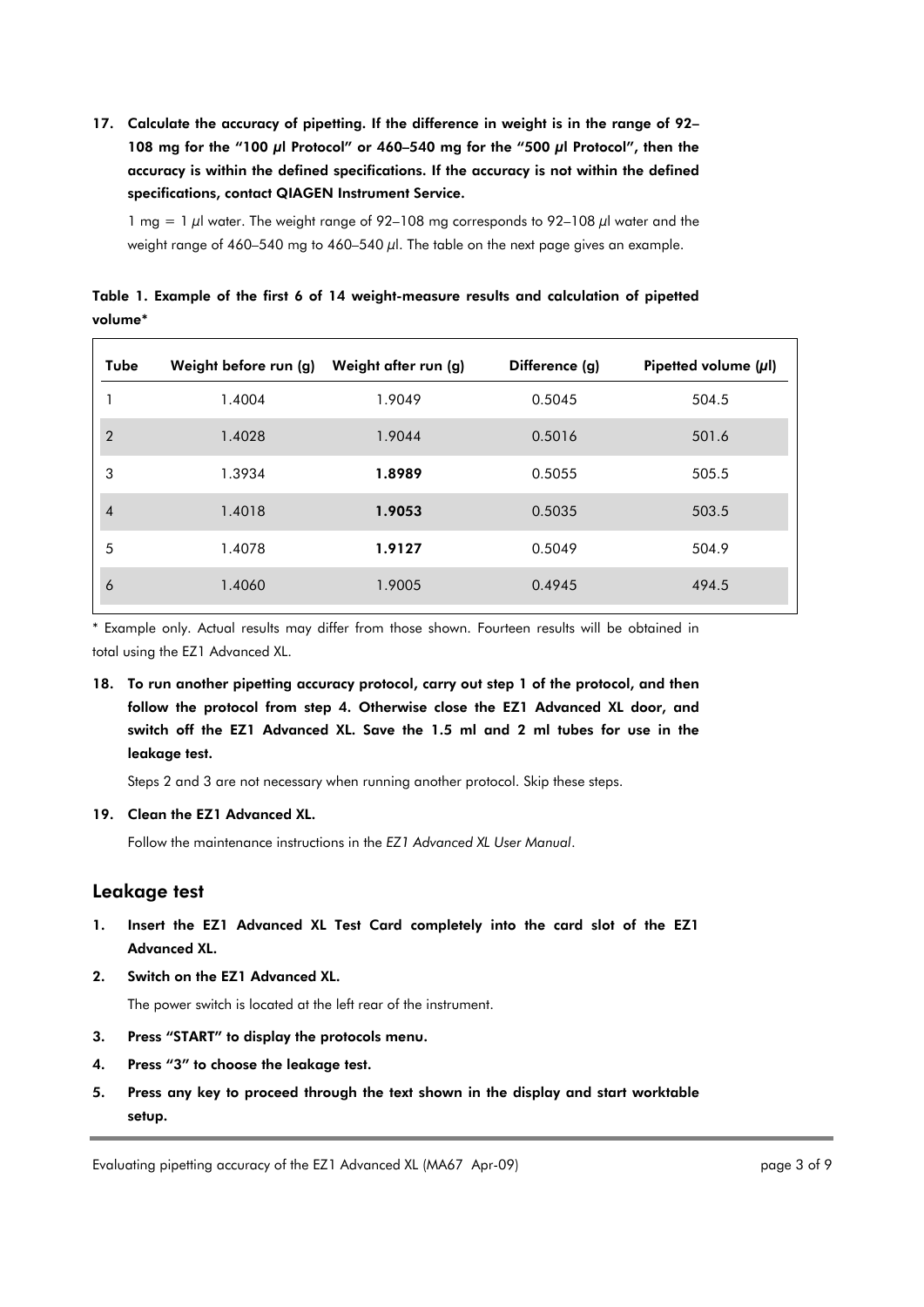**17. Calculate the accuracy of pipetting. If the difference in weight is in the range of 92–108 mg for the "100 µl Protocol" or 460–540 mg for the "500 µl Protocol", then the accuracy is within the defined specifications. If the accuracy is not within the defined specifications, contact QIAGEN Instrument Service.**

1 mg = 1 µl water. The weight range of 92–108 mg corresponds to 92–108 µl water and the weight range of 460–540 mg to 460–540 µl. The table on the next page gives an example.

**Table 1. Example of the first 6 of 14 weight-measure results and calculation of pipetted volume***

| Tube | Weight before run (g) | Weight after run (g) | Difference (g) | Pipetted volume (µl) |
|---|---|---|---|---|
| 1 | 1.4004 | 1.9049 | 0.5045 | 504.5 |
| 2 | 1.4028 | 1.9044 | 0.5016 | 501.6 |
| 3 | 1.3934 | **1.8989** | 0.5055 | 505.5 |
| 4 | 1.4018 | **1.9053** | 0.5035 | 503.5 |
| 5 | 1.4078 | **1.9127** | 0.5049 | 504.9 |
| 6 | 1.4060 | 1.9005 | 0.4945 | 494.5 |

* Example only. Actual results may differ from those shown. Fourteen results will be obtained in total using the EZ1 Advanced XL.

**18. To run another pipetting accuracy protocol, carry out step 1 of the protocol, and then follow the protocol from step 4. Otherwise close the EZ1 Advanced XL door, and switch off the EZ1 Advanced XL. Save the 1.5 ml and 2 ml tubes for use in the leakage test.**

Steps 2 and 3 are not necessary when running another protocol. Skip these steps.

**19. Clean the EZ1 Advanced XL.**

Follow the maintenance instructions in the *EZ1 Advanced XL User Manual*.

## Leakage test

1. **Insert the EZ1 Advanced XL Test Card completely into the card slot of the EZ1 Advanced XL.**
2. **Switch on the EZ1 Advanced XL.**

   The power switch is located at the left rear of the instrument.
3. **Press "START" to display the protocols menu.**
4. **Press "3" to choose the leakage test.**
5. **Press any key to proceed through the text shown in the display and start worktable setup.**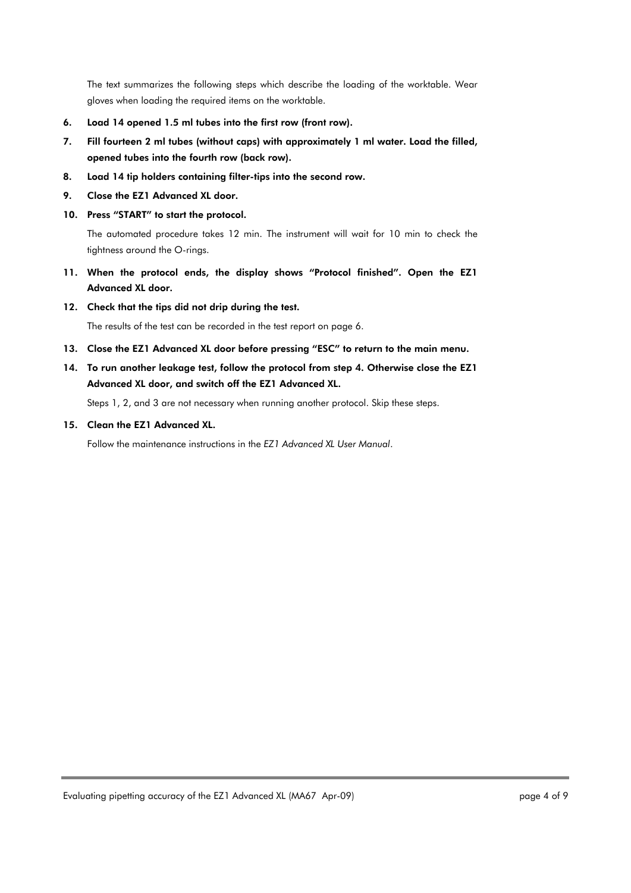The text summarizes the following steps which describe the loading of the worktable. Wear gloves when loading the required items on the worktable.

6. **Load 14 opened 1.5 ml tubes into the first row (front row).**
7. **Fill fourteen 2 ml tubes (without caps) with approximately 1 ml water. Load the filled, opened tubes into the fourth row (back row).**
8. **Load 14 tip holders containing filter-tips into the second row.**
9. **Close the EZ1 Advanced XL door.**
10. **Press "START" to start the protocol.**

    The automated procedure takes 12 min. The instrument will wait for 10 min to check the tightness around the O-rings.

11. **When the protocol ends, the display shows "Protocol finished". Open the EZ1 Advanced XL door.**
12. **Check that the tips did not drip during the test.**

    The results of the test can be recorded in the test report on page 6.

13. **Close the EZ1 Advanced XL door before pressing "ESC" to return to the main menu.**
14. **To run another leakage test, follow the protocol from step 4. Otherwise close the EZ1 Advanced XL door, and switch off the EZ1 Advanced XL.**

    Steps 1, 2, and 3 are not necessary when running another protocol. Skip these steps.

15. **Clean the EZ1 Advanced XL.**

    Follow the maintenance instructions in the *EZ1 Advanced XL User Manual*.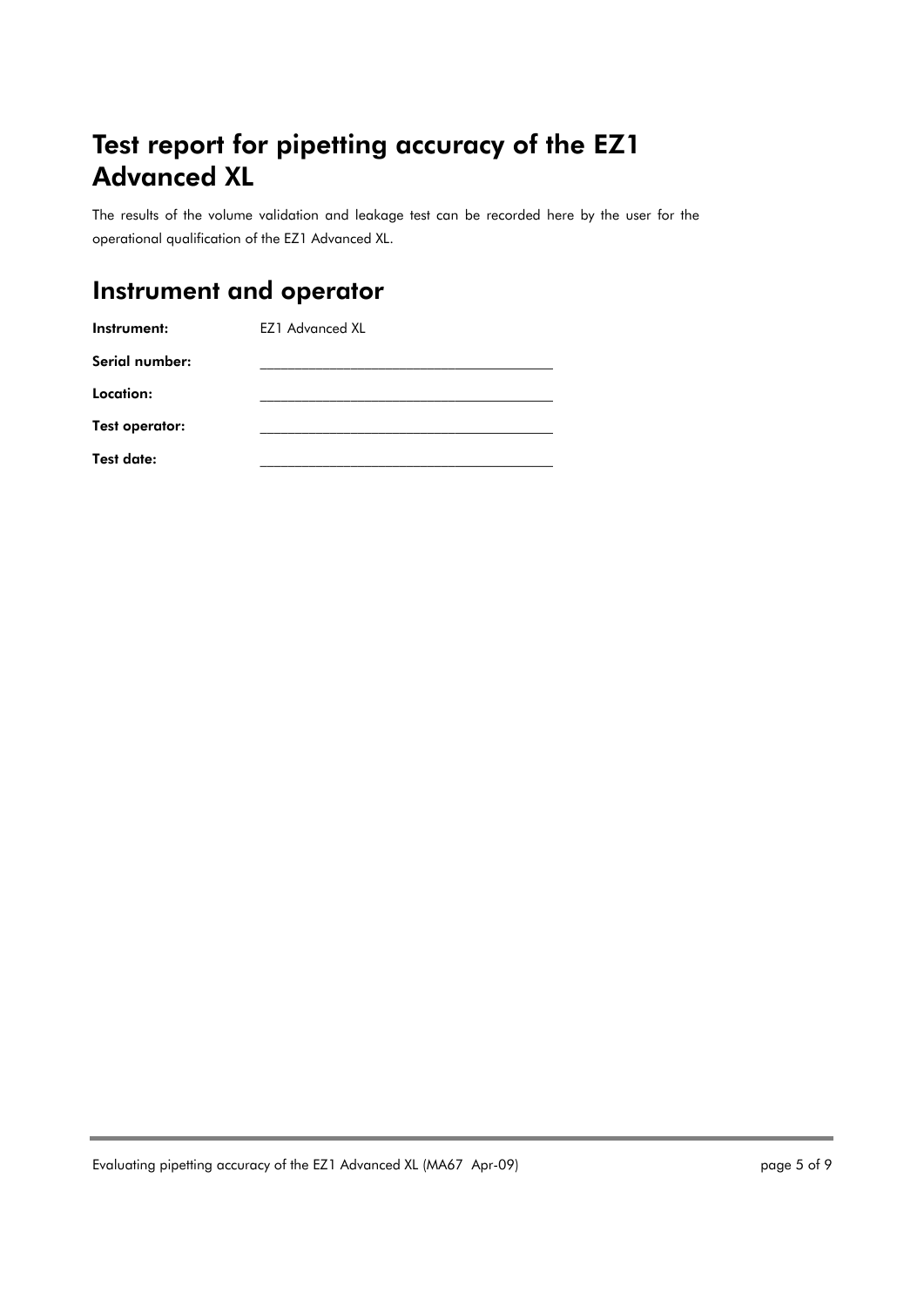# Test report for pipetting accuracy of the EZ1 Advanced XL

The results of the volume validation and leakage test can be recorded here by the user for the operational qualification of the EZ1 Advanced XL.

## Instrument and operator

**Instrument:** EZ1 Advanced XL

**Serial number:** ______________________________________

**Location:** ______________________________________

**Test operator:** ______________________________________

**Test date:** ______________________________________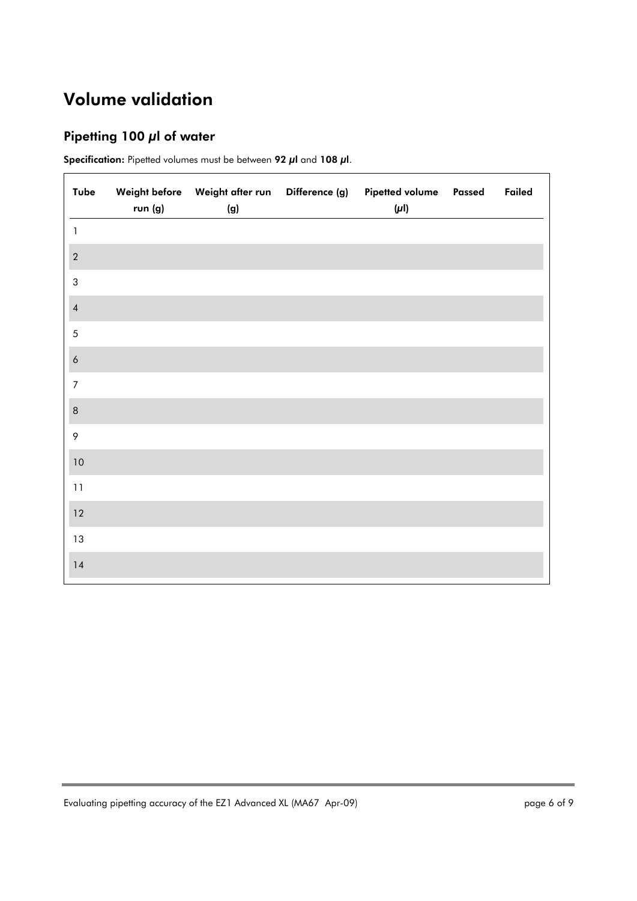# Volume validation

## Pipetting 100 *µ*l of water

**Specification:** Pipetted volumes must be between **92 *µ*l** and **108 *µ*l**.

| Tube | Weight before run (g) | Weight after run (g) | Difference (g) | Pipetted volume (*µ*l) | Passed | Failed |
|---|---|---|---|---|---|---|
| 1 | | | | | | |
| 2 | | | | | | |
| 3 | | | | | | |
| 4 | | | | | | |
| 5 | | | | | | |
| 6 | | | | | | |
| 7 | | | | | | |
| 8 | | | | | | |
| 9 | | | | | | |
| 10 | | | | | | |
| 11 | | | | | | |
| 12 | | | | | | |
| 13 | | | | | | |
| 14 | | | | | | |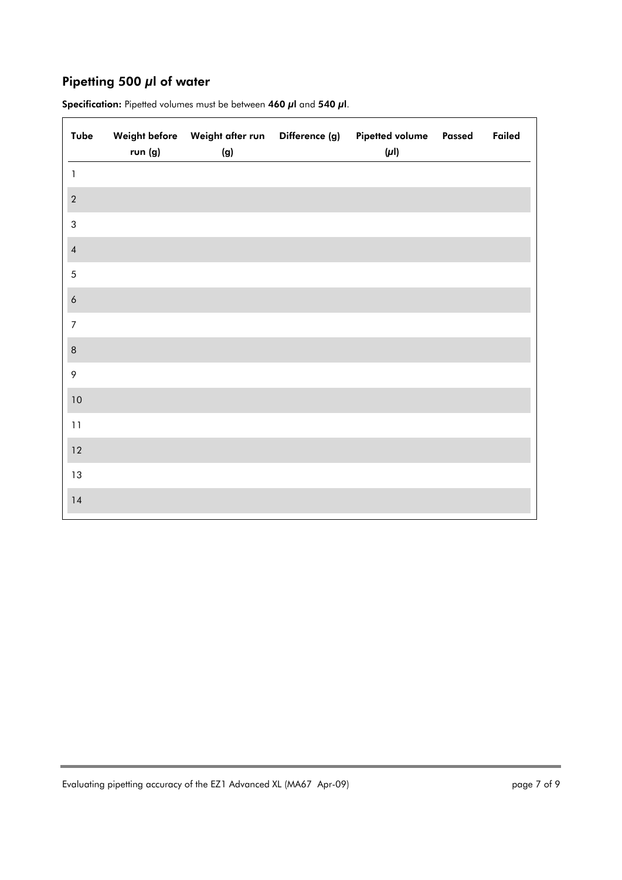## Pipetting 500 $\mu$l of water

**Specification:** Pipetted volumes must be between **460 $\mu$l** and **540 $\mu$l**.

| Tube | Weight before run (g) | Weight after run (g) | Difference (g) | Pipetted volume ($\mu$l) | Passed | Failed |
|---|---|---|---|---|---|---|
| 1 | | | | | | |
| 2 | | | | | | |
| 3 | | | | | | |
| 4 | | | | | | |
| 5 | | | | | | |
| 6 | | | | | | |
| 7 | | | | | | |
| 8 | | | | | | |
| 9 | | | | | | |
| 10 | | | | | | |
| 11 | | | | | | |
| 12 | | | | | | |
| 13 | | | | | | |
| 14 | | | | | | |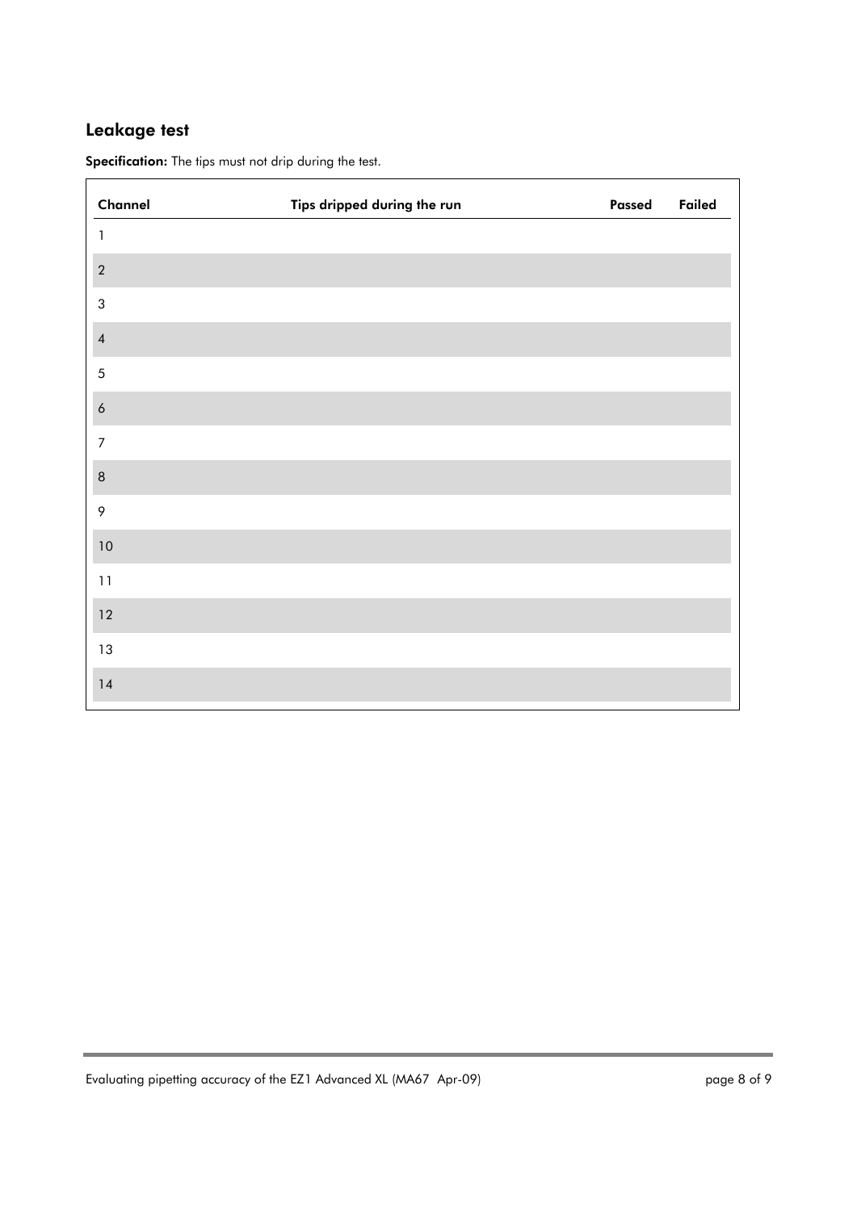## Leakage test

**Specification:** The tips must not drip during the test.

| Channel | Tips dripped during the run | Passed | Failed |
|---|---|---|---|
| 1 | | | |
| 2 | | | |
| 3 | | | |
| 4 | | | |
| 5 | | | |
| 6 | | | |
| 7 | | | |
| 8 | | | |
| 9 | | | |
| 10 | | | |
| 11 | | | |
| 12 | | | |
| 13 | | | |
| 14 | | | |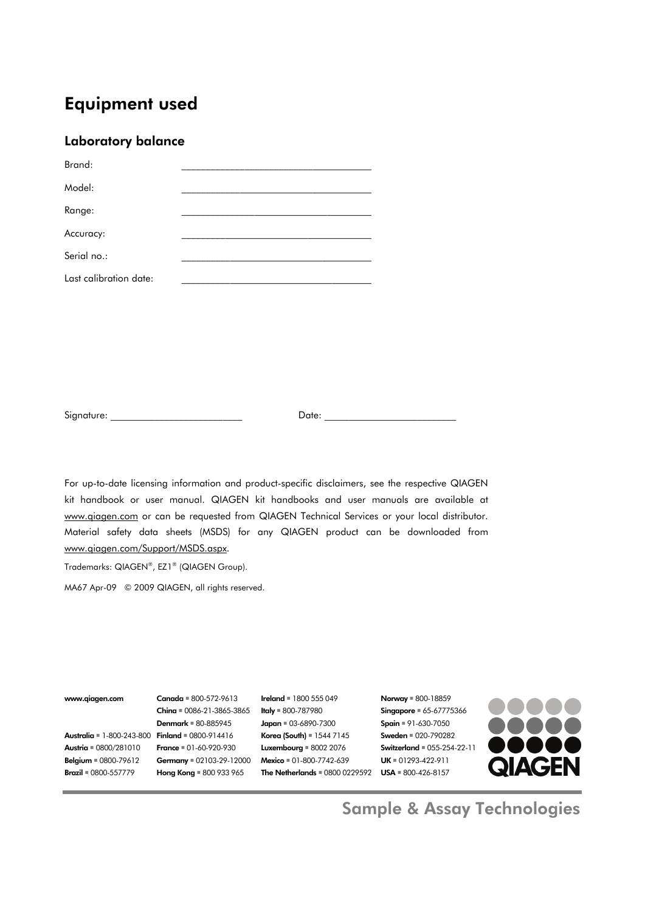# Equipment used

## Laboratory balance

Brand: ___________________________________

Model: ___________________________________

Range: ___________________________________

Accuracy: ___________________________________

Serial no.: ___________________________________

Last calibration date: ___________________________________

Signature: ________________________ Date: ________________________

For up-to-date licensing information and product-specific disclaimers, see the respective QIAGEN kit handbook or user manual. QIAGEN kit handbooks and user manuals are available at www.qiagen.com or can be requested from QIAGEN Technical Services or your local distributor. Material safety data sheets (MSDS) for any QIAGEN product can be downloaded from www.qiagen.com/Support/MSDS.aspx.

Trademarks: QIAGEN®, EZ1® (QIAGEN Group).

MA67 Apr-09 © 2009 QIAGEN, all rights reserved.

**www.qiagen.com**

**Australia** ■ 1-800-243-800
**Austria** ■ 0800/281010
**Belgium** ■ 0800-79612
**Brazil** ■ 0800-557779
**Canada** ■ 800-572-9613
**China** ■ 0086-21-3865-3865
**Denmark** ■ 80-885945
**Finland** ■ 0800-914416
**France** ■ 01-60-920-930
**Germany** ■ 02103-29-12000
**Hong Kong** ■ 800 933 965
**Ireland** ■ 1800 555 049
**Italy** ■ 800-787980
**Japan** ■ 03-6890-7300
**Korea (South)** ■ 1544 7145
**Luxembourg** ■ 8002 2076
**Mexico** ■ 01-800-7742-639
**The Netherlands** ■ 0800 0229592
**Norway** ■ 800-18859
**Singapore** ■ 65-67775366
**Spain** ■ 91-630-7050
**Sweden** ■ 020-790282
**Switzerland** ■ 055-254-22-11
**UK** ■ 01293-422-911
**USA** ■ 800-426-8157

QIAGEN

Sample & Assay Technologies